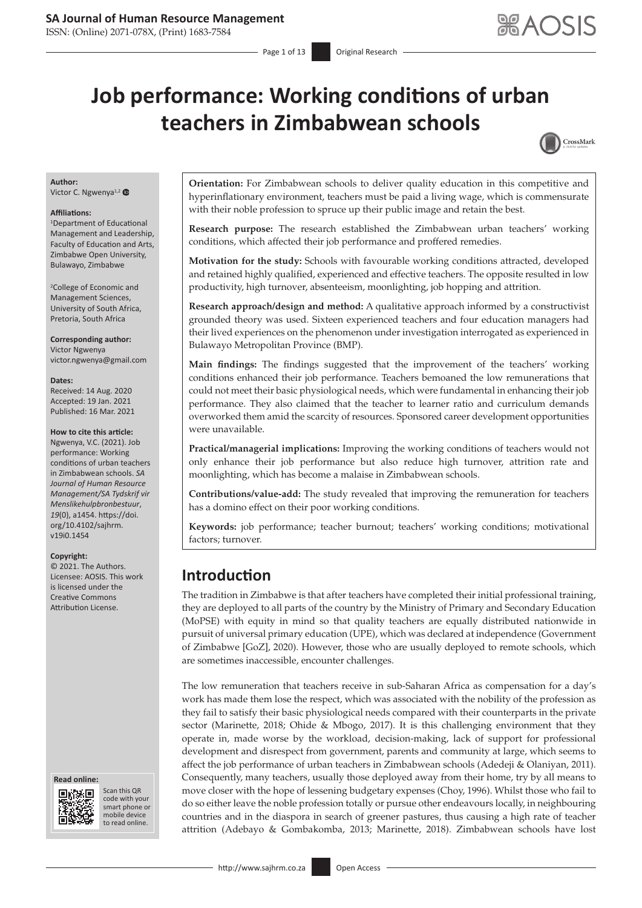# Job performance: Working conditions of urban teachers in Zimbabwean schools

**Author:**
Victor C. Ngwenya[1,2]

**Affiliations:**
[1]Department of Educational Management and Leadership, Faculty of Education and Arts, Zimbabwe Open University, Bulawayo, Zimbabwe

[2]College of Economic and Management Sciences, University of South Africa, Pretoria, South Africa

**Corresponding author:**
Victor Ngwenya
victor.ngwenya@gmail.com

**Dates:**
Received: 14 Aug. 2020
Accepted: 19 Jan. 2021
Published: 16 Mar. 2021

**How to cite this article:**
Ngwenya, V.C. (2021). Job performance: Working conditions of urban teachers in Zimbabwean schools. *SA Journal of Human Resource Management/SA Tydskrif vir Menslikehulpbronbestuur*, *19*(0), a1454. https://doi.org/10.4102/sajhrm.v19i0.1454

**Copyright:**
© 2021. The Authors. Licensee: AOSIS. This work is licensed under the Creative Commons Attribution License.

**Read online:**
Scan this QR code with your smart phone or mobile device to read online.

**Orientation:** For Zimbabwean schools to deliver quality education in this competitive and hyperinflationary environment, teachers must be paid a living wage, which is commensurate with their noble profession to spruce up their public image and retain the best.

**Research purpose:** The research established the Zimbabwean urban teachers' working conditions, which affected their job performance and proffered remedies.

**Motivation for the study:** Schools with favourable working conditions attracted, developed and retained highly qualified, experienced and effective teachers. The opposite resulted in low productivity, high turnover, absenteeism, moonlighting, job hopping and attrition.

**Research approach/design and method:** A qualitative approach informed by a constructivist grounded theory was used. Sixteen experienced teachers and four education managers had their lived experiences on the phenomenon under investigation interrogated as experienced in Bulawayo Metropolitan Province (BMP).

**Main findings:** The findings suggested that the improvement of the teachers' working conditions enhanced their job performance. Teachers bemoaned the low remunerations that could not meet their basic physiological needs, which were fundamental in enhancing their job performance. They also claimed that the teacher to learner ratio and curriculum demands overworked them amid the scarcity of resources. Sponsored career development opportunities were unavailable.

**Practical/managerial implications:** Improving the working conditions of teachers would not only enhance their job performance but also reduce high turnover, attrition rate and moonlighting, which has become a malaise in Zimbabwean schools.

**Contributions/value-add:** The study revealed that improving the remuneration for teachers has a domino effect on their poor working conditions.

**Keywords:** job performance; teacher burnout; teachers' working conditions; motivational factors; turnover.

## Introduction

The tradition in Zimbabwe is that after teachers have completed their initial professional training, they are deployed to all parts of the country by the Ministry of Primary and Secondary Education (MoPSE) with equity in mind so that quality teachers are equally distributed nationwide in pursuit of universal primary education (UPE), which was declared at independence (Government of Zimbabwe [GoZ], 2020). However, those who are usually deployed to remote schools, which are sometimes inaccessible, encounter challenges.

The low remuneration that teachers receive in sub-Saharan Africa as compensation for a day's work has made them lose the respect, which was associated with the nobility of the profession as they fail to satisfy their basic physiological needs compared with their counterparts in the private sector (Marinette, 2018; Ohide & Mbogo, 2017). It is this challenging environment that they operate in, made worse by the workload, decision-making, lack of support for professional development and disrespect from government, parents and community at large, which seems to affect the job performance of urban teachers in Zimbabwean schools (Adedeji & Olaniyan, 2011). Consequently, many teachers, usually those deployed away from their home, try by all means to move closer with the hope of lessening budgetary expenses (Choy, 1996). Whilst those who fail to do so either leave the noble profession totally or pursue other endeavours locally, in neighbouring countries and in the diaspora in search of greener pastures, thus causing a high rate of teacher attrition (Adebayo & Gombakomba, 2013; Marinette, 2018). Zimbabwean schools have lost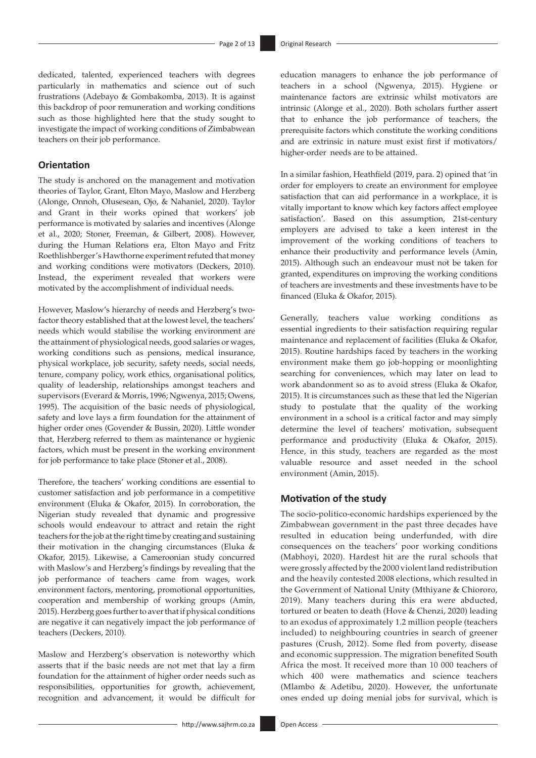dedicated, talented, experienced teachers with degrees particularly in mathematics and science out of such frustrations (Adebayo & Gombakomba, 2013). It is against this backdrop of poor remuneration and working conditions such as those highlighted here that the study sought to investigate the impact of working conditions of Zimbabwean teachers on their job performance.

## Orientation

The study is anchored on the management and motivation theories of Taylor, Grant, Elton Mayo, Maslow and Herzberg (Alonge, Onnoh, Olusesean, Ojo, & Nahaniel, 2020). Taylor and Grant in their works opined that workers' job performance is motivated by salaries and incentives (Alonge et al., 2020; Stoner, Freeman, & Gilbert, 2008). However, during the Human Relations era, Elton Mayo and Fritz Roethlishberger's Hawthorne experiment refuted that money and working conditions were motivators (Deckers, 2010). Instead, the experiment revealed that workers were motivated by the accomplishment of individual needs.

However, Maslow's hierarchy of needs and Herzberg's two-factor theory established that at the lowest level, the teachers' needs which would stabilise the working environment are the attainment of physiological needs, good salaries or wages, working conditions such as pensions, medical insurance, physical workplace, job security, safety needs, social needs, tenure, company policy, work ethics, organisational politics, quality of leadership, relationships amongst teachers and supervisors (Everard & Morris, 1996; Ngwenya, 2015; Owens, 1995). The acquisition of the basic needs of physiological, safety and love lays a firm foundation for the attainment of higher order ones (Govender & Bussin, 2020). Little wonder that, Herzberg referred to them as maintenance or hygienic factors, which must be present in the working environment for job performance to take place (Stoner et al., 2008).

Therefore, the teachers' working conditions are essential to customer satisfaction and job performance in a competitive environment (Eluka & Okafor, 2015). In corroboration, the Nigerian study revealed that dynamic and progressive schools would endeavour to attract and retain the right teachers for the job at the right time by creating and sustaining their motivation in the changing circumstances (Eluka & Okafor, 2015). Likewise, a Cameroonian study concurred with Maslow's and Herzberg's findings by revealing that the job performance of teachers came from wages, work environment factors, mentoring, promotional opportunities, cooperation and membership of working groups (Amin, 2015). Herzberg goes further to aver that if physical conditions are negative it can negatively impact the job performance of teachers (Deckers, 2010).

Maslow and Herzberg's observation is noteworthy which asserts that if the basic needs are not met that lay a firm foundation for the attainment of higher order needs such as responsibilities, opportunities for growth, achievement, recognition and advancement, it would be difficult for education managers to enhance the job performance of teachers in a school (Ngwenya, 2015). Hygiene or maintenance factors are extrinsic whilst motivators are intrinsic (Alonge et al., 2020). Both scholars further assert that to enhance the job performance of teachers, the prerequisite factors which constitute the working conditions and are extrinsic in nature must exist first if motivators/higher-order needs are to be attained.

In a similar fashion, Heathfield (2019, para. 2) opined that 'in order for employers to create an environment for employee satisfaction that can aid performance in a workplace, it is vitally important to know which key factors affect employee satisfaction'. Based on this assumption, 21st-century employers are advised to take a keen interest in the improvement of the working conditions of teachers to enhance their productivity and performance levels (Amin, 2015). Although such an endeavour must not be taken for granted, expenditures on improving the working conditions of teachers are investments and these investments have to be financed (Eluka & Okafor, 2015).

Generally, teachers value working conditions as essential ingredients to their satisfaction requiring regular maintenance and replacement of facilities (Eluka & Okafor, 2015). Routine hardships faced by teachers in the working environment make them go job-hopping or moonlighting searching for conveniences, which may later on lead to work abandonment so as to avoid stress (Eluka & Okafor, 2015). It is circumstances such as these that led the Nigerian study to postulate that the quality of the working environment in a school is a critical factor and may simply determine the level of teachers' motivation, subsequent performance and productivity (Eluka & Okafor, 2015). Hence, in this study, teachers are regarded as the most valuable resource and asset needed in the school environment (Amin, 2015).

## Motivation of the study

The socio-politico-economic hardships experienced by the Zimbabwean government in the past three decades have resulted in education being underfunded, with dire consequences on the teachers' poor working conditions (Mabhoyi, 2020). Hardest hit are the rural schools that were grossly affected by the 2000 violent land redistribution and the heavily contested 2008 elections, which resulted in the Government of National Unity (Mthiyane & Chiororo, 2019). Many teachers during this era were abducted, tortured or beaten to death (Hove & Chenzi, 2020) leading to an exodus of approximately 1.2 million people (teachers included) to neighbouring countries in search of greener pastures (Crush, 2012). Some fled from poverty, disease and economic suppression. The migration benefited South Africa the most. It received more than 10 000 teachers of which 400 were mathematics and science teachers (Mlambo & Adetibu, 2020). However, the unfortunate ones ended up doing menial jobs for survival, which is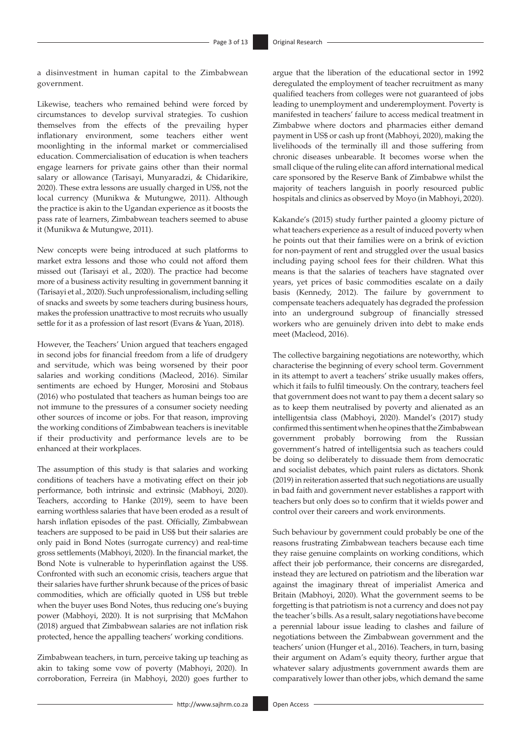a disinvestment in human capital to the Zimbabwean government.

Likewise, teachers who remained behind were forced by circumstances to develop survival strategies. To cushion themselves from the effects of the prevailing hyper inflationary environment, some teachers either went moonlighting in the informal market or commercialised education. Commercialisation of education is when teachers engage learners for private gains other than their normal salary or allowance (Tarisayi, Munyaradzi, & Chidarikire, 2020). These extra lessons are usually charged in US$, not the local currency (Munikwa & Mutungwe, 2011). Although the practice is akin to the Ugandan experience as it boosts the pass rate of learners, Zimbabwean teachers seemed to abuse it (Munikwa & Mutungwe, 2011).

New concepts were being introduced at such platforms to market extra lessons and those who could not afford them missed out (Tarisayi et al., 2020). The practice had become more of a business activity resulting in government banning it (Tarisayi et al., 2020). Such unprofessionalism, including selling of snacks and sweets by some teachers during business hours, makes the profession unattractive to most recruits who usually settle for it as a profession of last resort (Evans & Yuan, 2018).

However, the Teachers' Union argued that teachers engaged in second jobs for financial freedom from a life of drudgery and servitude, which was being worsened by their poor salaries and working conditions (Macleod, 2016). Similar sentiments are echoed by Hunger, Morosini and Stobaus (2016) who postulated that teachers as human beings too are not immune to the pressures of a consumer society needing other sources of income or jobs. For that reason, improving the working conditions of Zimbabwean teachers is inevitable if their productivity and performance levels are to be enhanced at their workplaces.

The assumption of this study is that salaries and working conditions of teachers have a motivating effect on their job performance, both intrinsic and extrinsic (Mabhoyi, 2020). Teachers, according to Hanke (2019), seem to have been earning worthless salaries that have been eroded as a result of harsh inflation episodes of the past. Officially, Zimbabwean teachers are supposed to be paid in US$ but their salaries are only paid in Bond Notes (surrogate currency) and real-time gross settlements (Mabhoyi, 2020). In the financial market, the Bond Note is vulnerable to hyperinflation against the US$. Confronted with such an economic crisis, teachers argue that their salaries have further shrunk because of the prices of basic commodities, which are officially quoted in US$ but treble when the buyer uses Bond Notes, thus reducing one's buying power (Mabhoyi, 2020). It is not surprising that McMahon (2018) argued that Zimbabwean salaries are not inflation risk protected, hence the appalling teachers' working conditions.

Zimbabwean teachers, in turn, perceive taking up teaching as akin to taking some vow of poverty (Mabhoyi, 2020). In corroboration, Ferreira (in Mabhoyi, 2020) goes further to argue that the liberation of the educational sector in 1992 deregulated the employment of teacher recruitment as many qualified teachers from colleges were not guaranteed of jobs leading to unemployment and underemployment. Poverty is manifested in teachers' failure to access medical treatment in Zimbabwe where doctors and pharmacies either demand payment in US$ or cash up front (Mabhoyi, 2020), making the livelihoods of the terminally ill and those suffering from chronic diseases unbearable. It becomes worse when the small clique of the ruling elite can afford international medical care sponsored by the Reserve Bank of Zimbabwe whilst the majority of teachers languish in poorly resourced public hospitals and clinics as observed by Moyo (in Mabhoyi, 2020).

Kakande's (2015) study further painted a gloomy picture of what teachers experience as a result of induced poverty when he points out that their families were on a brink of eviction for non-payment of rent and struggled over the usual basics including paying school fees for their children. What this means is that the salaries of teachers have stagnated over years, yet prices of basic commodities escalate on a daily basis (Kennedy, 2012). The failure by government to compensate teachers adequately has degraded the profession into an underground subgroup of financially stressed workers who are genuinely driven into debt to make ends meet (Macleod, 2016).

The collective bargaining negotiations are noteworthy, which characterise the beginning of every school term. Government in its attempt to avert a teachers' strike usually makes offers, which it fails to fulfil timeously. On the contrary, teachers feel that government does not want to pay them a decent salary so as to keep them neutralised by poverty and alienated as an intelligentsia class (Mabhoyi, 2020). Mandel's (2017) study confirmed this sentiment when he opines that the Zimbabwean government probably borrowing from the Russian government's hatred of intelligentsia such as teachers could be doing so deliberately to dissuade them from democratic and socialist debates, which paint rulers as dictators. Shonk (2019) in reiteration asserted that such negotiations are usually in bad faith and government never establishes a rapport with teachers but only does so to confirm that it wields power and control over their careers and work environments.

Such behaviour by government could probably be one of the reasons frustrating Zimbabwean teachers because each time they raise genuine complaints on working conditions, which affect their job performance, their concerns are disregarded, instead they are lectured on patriotism and the liberation war against the imaginary threat of imperialist America and Britain (Mabhoyi, 2020). What the government seems to be forgetting is that patriotism is not a currency and does not pay the teacher's bills. As a result, salary negotiations have become a perennial labour issue leading to clashes and failure of negotiations between the Zimbabwean government and the teachers' union (Hunger et al., 2016). Teachers, in turn, basing their argument on Adam's equity theory, further argue that whatever salary adjustments government awards them are comparatively lower than other jobs, which demand the same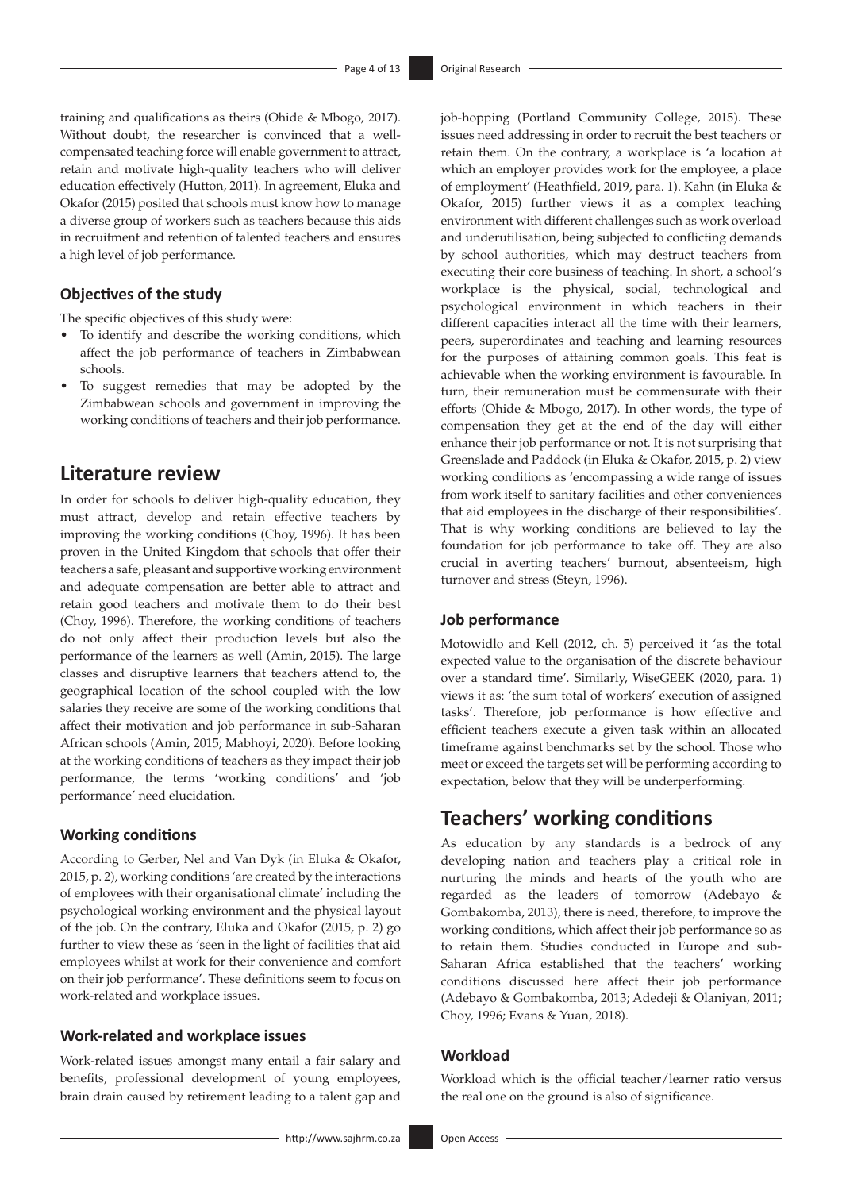training and qualifications as theirs (Ohide & Mbogo, 2017). Without doubt, the researcher is convinced that a well-compensated teaching force will enable government to attract, retain and motivate high-quality teachers who will deliver education effectively (Hutton, 2011). In agreement, Eluka and Okafor (2015) posited that schools must know how to manage a diverse group of workers such as teachers because this aids in recruitment and retention of talented teachers and ensures a high level of job performance.

### Objectives of the study

The specific objectives of this study were:

- To identify and describe the working conditions, which affect the job performance of teachers in Zimbabwean schools.
- To suggest remedies that may be adopted by the Zimbabwean schools and government in improving the working conditions of teachers and their job performance.

## Literature review

In order for schools to deliver high-quality education, they must attract, develop and retain effective teachers by improving the working conditions (Choy, 1996). It has been proven in the United Kingdom that schools that offer their teachers a safe, pleasant and supportive working environment and adequate compensation are better able to attract and retain good teachers and motivate them to do their best (Choy, 1996). Therefore, the working conditions of teachers do not only affect their production levels but also the performance of the learners as well (Amin, 2015). The large classes and disruptive learners that teachers attend to, the geographical location of the school coupled with the low salaries they receive are some of the working conditions that affect their motivation and job performance in sub-Saharan African schools (Amin, 2015; Mabhoyi, 2020). Before looking at the working conditions of teachers as they impact their job performance, the terms 'working conditions' and 'job performance' need elucidation.

### Working conditions

According to Gerber, Nel and Van Dyk (in Eluka & Okafor, 2015, p. 2), working conditions 'are created by the interactions of employees with their organisational climate' including the psychological working environment and the physical layout of the job. On the contrary, Eluka and Okafor (2015, p. 2) go further to view these as 'seen in the light of facilities that aid employees whilst at work for their convenience and comfort on their job performance'. These definitions seem to focus on work-related and workplace issues.

### Work-related and workplace issues

Work-related issues amongst many entail a fair salary and benefits, professional development of young employees, brain drain caused by retirement leading to a talent gap and job-hopping (Portland Community College, 2015). These issues need addressing in order to recruit the best teachers or retain them. On the contrary, a workplace is 'a location at which an employer provides work for the employee, a place of employment' (Heathfield, 2019, para. 1). Kahn (in Eluka & Okafor, 2015) further views it as a complex teaching environment with different challenges such as work overload and underutilisation, being subjected to conflicting demands by school authorities, which may destruct teachers from executing their core business of teaching. In short, a school's workplace is the physical, social, technological and psychological environment in which teachers in their different capacities interact all the time with their learners, peers, superordinates and teaching and learning resources for the purposes of attaining common goals. This feat is achievable when the working environment is favourable. In turn, their remuneration must be commensurate with their efforts (Ohide & Mbogo, 2017). In other words, the type of compensation they get at the end of the day will either enhance their job performance or not. It is not surprising that Greenslade and Paddock (in Eluka & Okafor, 2015, p. 2) view working conditions as 'encompassing a wide range of issues from work itself to sanitary facilities and other conveniences that aid employees in the discharge of their responsibilities'. That is why working conditions are believed to lay the foundation for job performance to take off. They are also crucial in averting teachers' burnout, absenteeism, high turnover and stress (Steyn, 1996).

### Job performance

Motowidlo and Kell (2012, ch. 5) perceived it 'as the total expected value to the organisation of the discrete behaviour over a standard time'. Similarly, WiseGEEK (2020, para. 1) views it as: 'the sum total of workers' execution of assigned tasks'. Therefore, job performance is how effective and efficient teachers execute a given task within an allocated timeframe against benchmarks set by the school. Those who meet or exceed the targets set will be performing according to expectation, below that they will be underperforming.

## Teachers' working conditions

As education by any standards is a bedrock of any developing nation and teachers play a critical role in nurturing the minds and hearts of the youth who are regarded as the leaders of tomorrow (Adebayo & Gombakomba, 2013), there is need, therefore, to improve the working conditions, which affect their job performance so as to retain them. Studies conducted in Europe and sub-Saharan Africa established that the teachers' working conditions discussed here affect their job performance (Adebayo & Gombakomba, 2013; Adedeji & Olaniyan, 2011; Choy, 1996; Evans & Yuan, 2018).

### Workload

Workload which is the official teacher/learner ratio versus the real one on the ground is also of significance.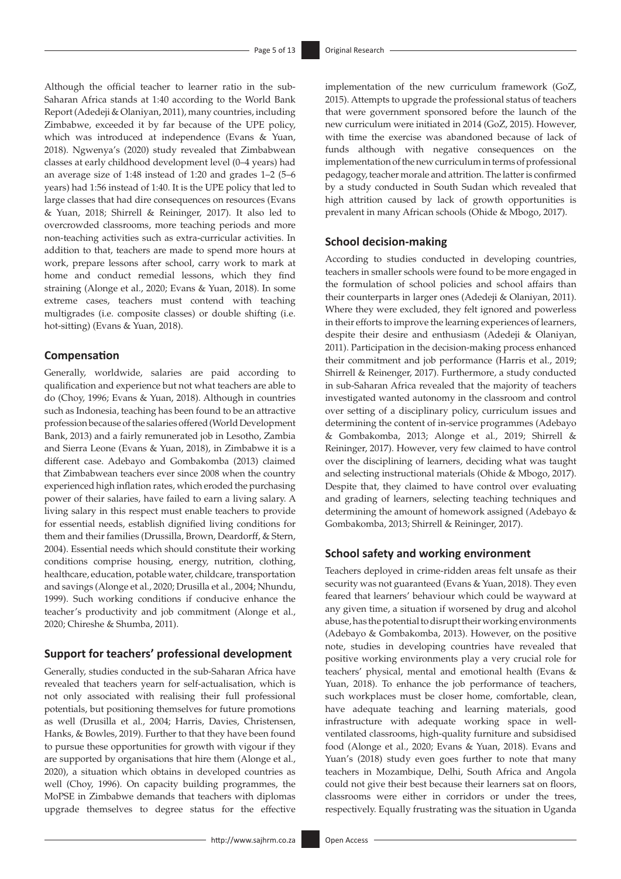Although the official teacher to learner ratio in the sub-Saharan Africa stands at 1:40 according to the World Bank Report (Adedeji & Olaniyan, 2011), many countries, including Zimbabwe, exceeded it by far because of the UPE policy, which was introduced at independence (Evans & Yuan, 2018). Ngwenya's (2020) study revealed that Zimbabwean classes at early childhood development level (0–4 years) had an average size of 1:48 instead of 1:20 and grades 1–2 (5–6 years) had 1:56 instead of 1:40. It is the UPE policy that led to large classes that had dire consequences on resources (Evans & Yuan, 2018; Shirrell & Reininger, 2017). It also led to overcrowded classrooms, more teaching periods and more non-teaching activities such as extra-curricular activities. In addition to that, teachers are made to spend more hours at work, prepare lessons after school, carry work to mark at home and conduct remedial lessons, which they find straining (Alonge et al., 2020; Evans & Yuan, 2018). In some extreme cases, teachers must contend with teaching multigrades (i.e. composite classes) or double shifting (i.e. hot-sitting) (Evans & Yuan, 2018).

## Compensation

Generally, worldwide, salaries are paid according to qualification and experience but not what teachers are able to do (Choy, 1996; Evans & Yuan, 2018). Although in countries such as Indonesia, teaching has been found to be an attractive profession because of the salaries offered (World Development Bank, 2013) and a fairly remunerated job in Lesotho, Zambia and Sierra Leone (Evans & Yuan, 2018), in Zimbabwe it is a different case. Adebayo and Gombakomba (2013) claimed that Zimbabwean teachers ever since 2008 when the country experienced high inflation rates, which eroded the purchasing power of their salaries, have failed to earn a living salary. A living salary in this respect must enable teachers to provide for essential needs, establish dignified living conditions for them and their families (Drussilla, Brown, Deardorff, & Stern, 2004). Essential needs which should constitute their working conditions comprise housing, energy, nutrition, clothing, healthcare, education, potable water, childcare, transportation and savings (Alonge et al., 2020; Drusilla et al., 2004; Nhundu, 1999). Such working conditions if conducive enhance the teacher's productivity and job commitment (Alonge et al., 2020; Chireshe & Shumba, 2011).

## Support for teachers' professional development

Generally, studies conducted in the sub-Saharan Africa have revealed that teachers yearn for self-actualisation, which is not only associated with realising their full professional potentials, but positioning themselves for future promotions as well (Drusilla et al., 2004; Harris, Davies, Christensen, Hanks, & Bowles, 2019). Further to that they have been found to pursue these opportunities for growth with vigour if they are supported by organisations that hire them (Alonge et al., 2020), a situation which obtains in developed countries as well (Choy, 1996). On capacity building programmes, the MoPSE in Zimbabwe demands that teachers with diplomas upgrade themselves to degree status for the effective implementation of the new curriculum framework (GoZ, 2015). Attempts to upgrade the professional status of teachers that were government sponsored before the launch of the new curriculum were initiated in 2014 (GoZ, 2015). However, with time the exercise was abandoned because of lack of funds although with negative consequences on the implementation of the new curriculum in terms of professional pedagogy, teacher morale and attrition. The latter is confirmed by a study conducted in South Sudan which revealed that high attrition caused by lack of growth opportunities is prevalent in many African schools (Ohide & Mbogo, 2017).

## School decision-making

According to studies conducted in developing countries, teachers in smaller schools were found to be more engaged in the formulation of school policies and school affairs than their counterparts in larger ones (Adedeji & Olaniyan, 2011). Where they were excluded, they felt ignored and powerless in their efforts to improve the learning experiences of learners, despite their desire and enthusiasm (Adedeji & Olaniyan, 2011). Participation in the decision-making process enhanced their commitment and job performance (Harris et al., 2019; Shirrell & Reinenger, 2017). Furthermore, a study conducted in sub-Saharan Africa revealed that the majority of teachers investigated wanted autonomy in the classroom and control over setting of a disciplinary policy, curriculum issues and determining the content of in-service programmes (Adebayo & Gombakomba, 2013; Alonge et al., 2019; Shirrell & Reininger, 2017). However, very few claimed to have control over the disciplining of learners, deciding what was taught and selecting instructional materials (Ohide & Mbogo, 2017). Despite that, they claimed to have control over evaluating and grading of learners, selecting teaching techniques and determining the amount of homework assigned (Adebayo & Gombakomba, 2013; Shirrell & Reininger, 2017).

## School safety and working environment

Teachers deployed in crime-ridden areas felt unsafe as their security was not guaranteed (Evans & Yuan, 2018). They even feared that learners' behaviour which could be wayward at any given time, a situation if worsened by drug and alcohol abuse, has the potential to disrupt their working environments (Adebayo & Gombakomba, 2013). However, on the positive note, studies in developing countries have revealed that positive working environments play a very crucial role for teachers' physical, mental and emotional health (Evans & Yuan, 2018). To enhance the job performance of teachers, such workplaces must be closer home, comfortable, clean, have adequate teaching and learning materials, good infrastructure with adequate working space in well-ventilated classrooms, high-quality furniture and subsidised food (Alonge et al., 2020; Evans & Yuan, 2018). Evans and Yuan's (2018) study even goes further to note that many teachers in Mozambique, Delhi, South Africa and Angola could not give their best because their learners sat on floors, classrooms were either in corridors or under the trees, respectively. Equally frustrating was the situation in Uganda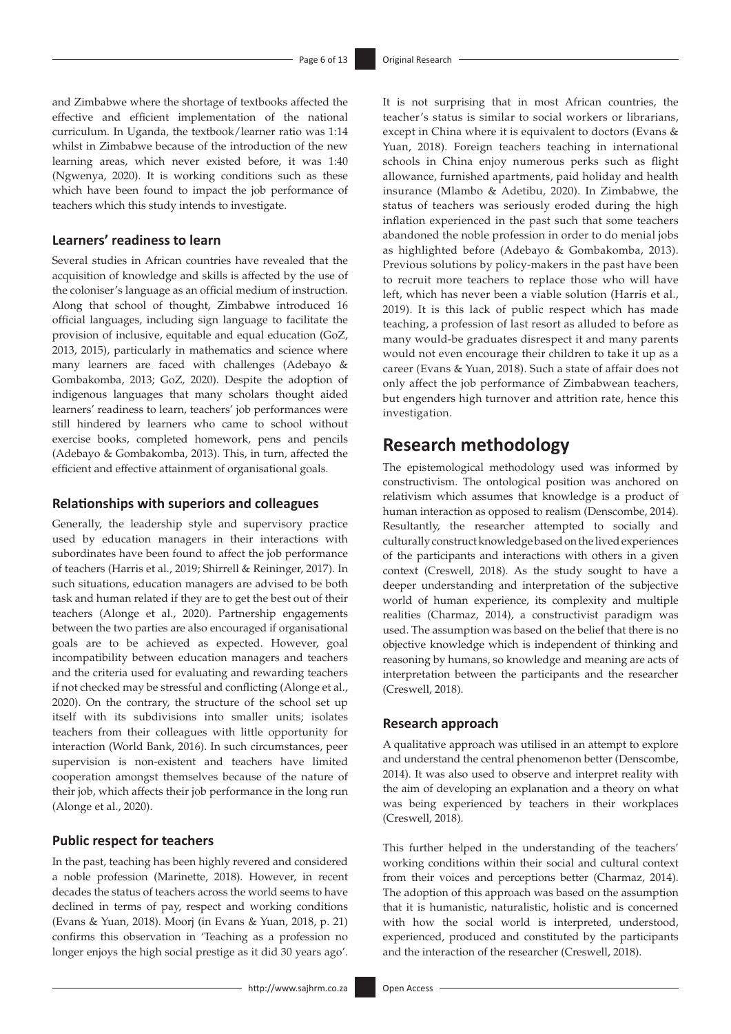and Zimbabwe where the shortage of textbooks affected the effective and efficient implementation of the national curriculum. In Uganda, the textbook/learner ratio was 1:14 whilst in Zimbabwe because of the introduction of the new learning areas, which never existed before, it was 1:40 (Ngwenya, 2020). It is working conditions such as these which have been found to impact the job performance of teachers which this study intends to investigate.

### Learners' readiness to learn

Several studies in African countries have revealed that the acquisition of knowledge and skills is affected by the use of the coloniser's language as an official medium of instruction. Along that school of thought, Zimbabwe introduced 16 official languages, including sign language to facilitate the provision of inclusive, equitable and equal education (GoZ, 2013, 2015), particularly in mathematics and science where many learners are faced with challenges (Adebayo & Gombakomba, 2013; GoZ, 2020). Despite the adoption of indigenous languages that many scholars thought aided learners' readiness to learn, teachers' job performances were still hindered by learners who came to school without exercise books, completed homework, pens and pencils (Adebayo & Gombakomba, 2013). This, in turn, affected the efficient and effective attainment of organisational goals.

### Relationships with superiors and colleagues

Generally, the leadership style and supervisory practice used by education managers in their interactions with subordinates have been found to affect the job performance of teachers (Harris et al., 2019; Shirrell & Reininger, 2017). In such situations, education managers are advised to be both task and human related if they are to get the best out of their teachers (Alonge et al., 2020). Partnership engagements between the two parties are also encouraged if organisational goals are to be achieved as expected. However, goal incompatibility between education managers and teachers and the criteria used for evaluating and rewarding teachers if not checked may be stressful and conflicting (Alonge et al., 2020). On the contrary, the structure of the school set up itself with its subdivisions into smaller units; isolates teachers from their colleagues with little opportunity for interaction (World Bank, 2016). In such circumstances, peer supervision is non-existent and teachers have limited cooperation amongst themselves because of the nature of their job, which affects their job performance in the long run (Alonge et al., 2020).

### Public respect for teachers

In the past, teaching has been highly revered and considered a noble profession (Marinette, 2018). However, in recent decades the status of teachers across the world seems to have declined in terms of pay, respect and working conditions (Evans & Yuan, 2018). Moorj (in Evans & Yuan, 2018, p. 21) confirms this observation in 'Teaching as a profession no longer enjoys the high social prestige as it did 30 years ago'. It is not surprising that in most African countries, the teacher's status is similar to social workers or librarians, except in China where it is equivalent to doctors (Evans & Yuan, 2018). Foreign teachers teaching in international schools in China enjoy numerous perks such as flight allowance, furnished apartments, paid holiday and health insurance (Mlambo & Adetibu, 2020). In Zimbabwe, the status of teachers was seriously eroded during the high inflation experienced in the past such that some teachers abandoned the noble profession in order to do menial jobs as highlighted before (Adebayo & Gombakomba, 2013). Previous solutions by policy-makers in the past have been to recruit more teachers to replace those who will have left, which has never been a viable solution (Harris et al., 2019). It is this lack of public respect which has made teaching, a profession of last resort as alluded to before as many would-be graduates disrespect it and many parents would not even encourage their children to take it up as a career (Evans & Yuan, 2018). Such a state of affair does not only affect the job performance of Zimbabwean teachers, but engenders high turnover and attrition rate, hence this investigation.

## Research methodology

The epistemological methodology used was informed by constructivism. The ontological position was anchored on relativism which assumes that knowledge is a product of human interaction as opposed to realism (Denscombe, 2014). Resultantly, the researcher attempted to socially and culturally construct knowledge based on the lived experiences of the participants and interactions with others in a given context (Creswell, 2018). As the study sought to have a deeper understanding and interpretation of the subjective world of human experience, its complexity and multiple realities (Charmaz, 2014), a constructivist paradigm was used. The assumption was based on the belief that there is no objective knowledge which is independent of thinking and reasoning by humans, so knowledge and meaning are acts of interpretation between the participants and the researcher (Creswell, 2018).

### Research approach

A qualitative approach was utilised in an attempt to explore and understand the central phenomenon better (Denscombe, 2014). It was also used to observe and interpret reality with the aim of developing an explanation and a theory on what was being experienced by teachers in their workplaces (Creswell, 2018).

This further helped in the understanding of the teachers' working conditions within their social and cultural context from their voices and perceptions better (Charmaz, 2014). The adoption of this approach was based on the assumption that it is humanistic, naturalistic, holistic and is concerned with how the social world is interpreted, understood, experienced, produced and constituted by the participants and the interaction of the researcher (Creswell, 2018).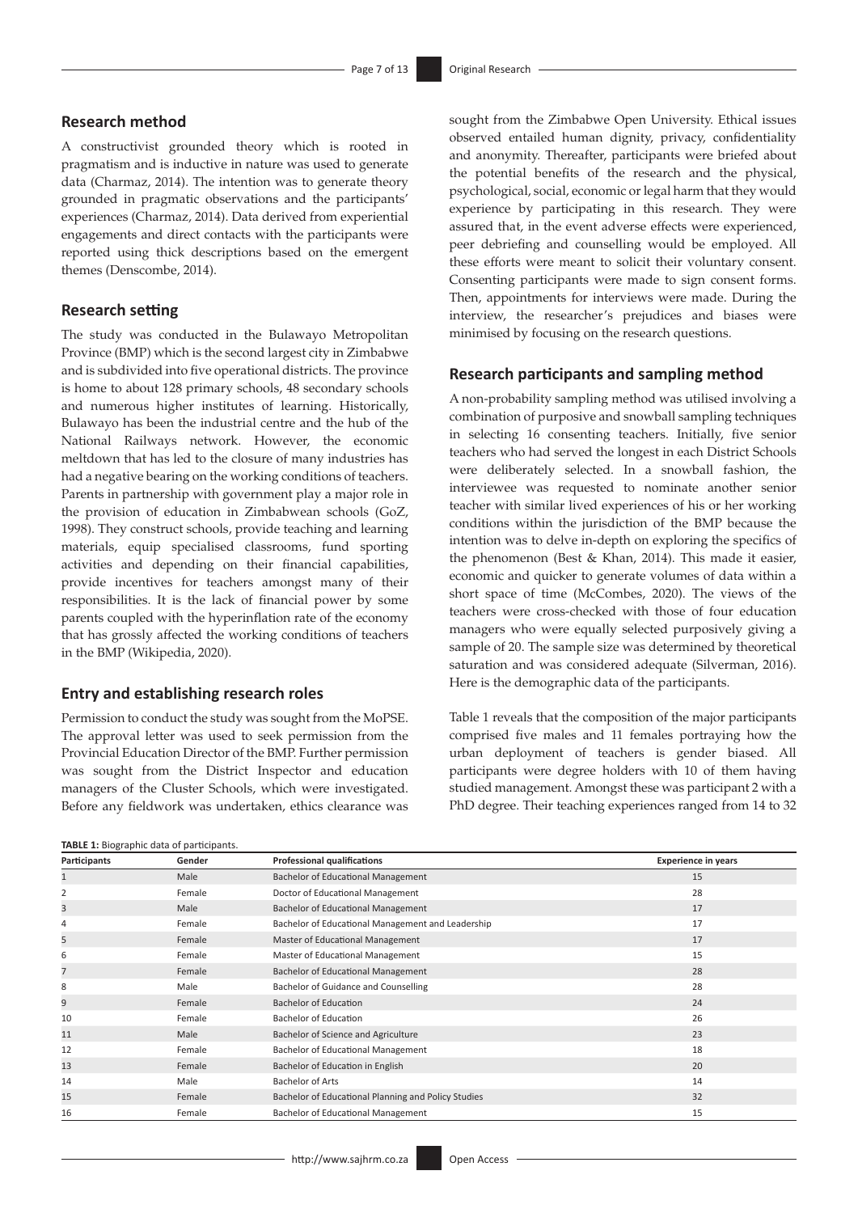## Research method

A constructivist grounded theory which is rooted in pragmatism and is inductive in nature was used to generate data (Charmaz, 2014). The intention was to generate theory grounded in pragmatic observations and the participants' experiences (Charmaz, 2014). Data derived from experiential engagements and direct contacts with the participants were reported using thick descriptions based on the emergent themes (Denscombe, 2014).

## Research setting

The study was conducted in the Bulawayo Metropolitan Province (BMP) which is the second largest city in Zimbabwe and is subdivided into five operational districts. The province is home to about 128 primary schools, 48 secondary schools and numerous higher institutes of learning. Historically, Bulawayo has been the industrial centre and the hub of the National Railways network. However, the economic meltdown that has led to the closure of many industries has had a negative bearing on the working conditions of teachers. Parents in partnership with government play a major role in the provision of education in Zimbabwean schools (GoZ, 1998). They construct schools, provide teaching and learning materials, equip specialised classrooms, fund sporting activities and depending on their financial capabilities, provide incentives for teachers amongst many of their responsibilities. It is the lack of financial power by some parents coupled with the hyperinflation rate of the economy that has grossly affected the working conditions of teachers in the BMP (Wikipedia, 2020).

## Entry and establishing research roles

Permission to conduct the study was sought from the MoPSE. The approval letter was used to seek permission from the Provincial Education Director of the BMP. Further permission was sought from the District Inspector and education managers of the Cluster Schools, which were investigated. Before any fieldwork was undertaken, ethics clearance was sought from the Zimbabwe Open University. Ethical issues observed entailed human dignity, privacy, confidentiality and anonymity. Thereafter, participants were briefed about the potential benefits of the research and the physical, psychological, social, economic or legal harm that they would experience by participating in this research. They were assured that, in the event adverse effects were experienced, peer debriefing and counselling would be employed. All these efforts were meant to solicit their voluntary consent. Consenting participants were made to sign consent forms. Then, appointments for interviews were made. During the interview, the researcher's prejudices and biases were minimised by focusing on the research questions.

## Research participants and sampling method

A non-probability sampling method was utilised involving a combination of purposive and snowball sampling techniques in selecting 16 consenting teachers. Initially, five senior teachers who had served the longest in each District Schools were deliberately selected. In a snowball fashion, the interviewee was requested to nominate another senior teacher with similar lived experiences of his or her working conditions within the jurisdiction of the BMP because the intention was to delve in-depth on exploring the specifics of the phenomenon (Best & Khan, 2014). This made it easier, economic and quicker to generate volumes of data within a short space of time (McCombes, 2020). The views of the teachers were cross-checked with those of four education managers who were equally selected purposively giving a sample of 20. The sample size was determined by theoretical saturation and was considered adequate (Silverman, 2016). Here is the demographic data of the participants.

Table 1 reveals that the composition of the major participants comprised five males and 11 females portraying how the urban deployment of teachers is gender biased. All participants were degree holders with 10 of them having studied management. Amongst these was participant 2 with a PhD degree. Their teaching experiences ranged from 14 to 32

**TABLE 1:** Biographic data of participants.

| Participants | Gender | Professional qualifications | Experience in years |
|---|---|---|---|
| 1 | Male | Bachelor of Educational Management | 15 |
| 2 | Female | Doctor of Educational Management | 28 |
| 3 | Male | Bachelor of Educational Management | 17 |
| 4 | Female | Bachelor of Educational Management and Leadership | 17 |
| 5 | Female | Master of Educational Management | 17 |
| 6 | Female | Master of Educational Management | 15 |
| 7 | Female | Bachelor of Educational Management | 28 |
| 8 | Male | Bachelor of Guidance and Counselling | 28 |
| 9 | Female | Bachelor of Education | 24 |
| 10 | Female | Bachelor of Education | 26 |
| 11 | Male | Bachelor of Science and Agriculture | 23 |
| 12 | Female | Bachelor of Educational Management | 18 |
| 13 | Female | Bachelor of Education in English | 20 |
| 14 | Male | Bachelor of Arts | 14 |
| 15 | Female | Bachelor of Educational Planning and Policy Studies | 32 |
| 16 | Female | Bachelor of Educational Management | 15 |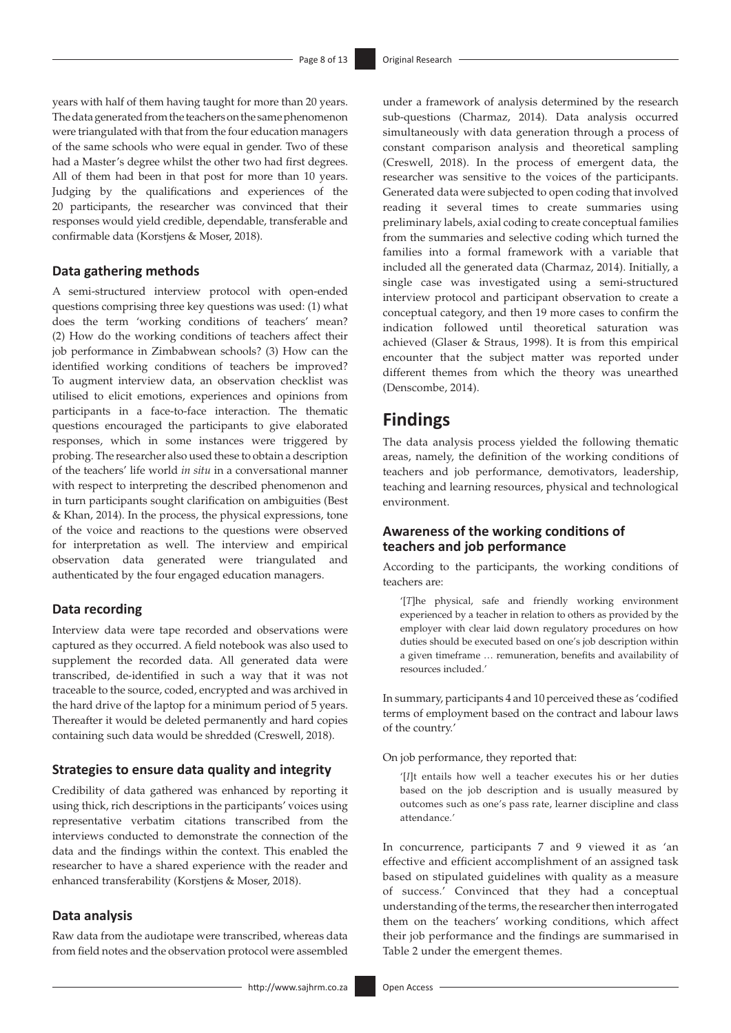years with half of them having taught for more than 20 years. The data generated from the teachers on the same phenomenon were triangulated with that from the four education managers of the same schools who were equal in gender. Two of these had a Master's degree whilst the other two had first degrees. All of them had been in that post for more than 10 years. Judging by the qualifications and experiences of the 20 participants, the researcher was convinced that their responses would yield credible, dependable, transferable and confirmable data (Korstjens & Moser, 2018).

### Data gathering methods

A semi-structured interview protocol with open-ended questions comprising three key questions was used: (1) what does the term 'working conditions of teachers' mean? (2) How do the working conditions of teachers affect their job performance in Zimbabwean schools? (3) How can the identified working conditions of teachers be improved? To augment interview data, an observation checklist was utilised to elicit emotions, experiences and opinions from participants in a face-to-face interaction. The thematic questions encouraged the participants to give elaborated responses, which in some instances were triggered by probing. The researcher also used these to obtain a description of the teachers' life world *in situ* in a conversational manner with respect to interpreting the described phenomenon and in turn participants sought clarification on ambiguities (Best & Khan, 2014). In the process, the physical expressions, tone of the voice and reactions to the questions were observed for interpretation as well. The interview and empirical observation data generated were triangulated and authenticated by the four engaged education managers.

### Data recording

Interview data were tape recorded and observations were captured as they occurred. A field notebook was also used to supplement the recorded data. All generated data were transcribed, de-identified in such a way that it was not traceable to the source, coded, encrypted and was archived in the hard drive of the laptop for a minimum period of 5 years. Thereafter it would be deleted permanently and hard copies containing such data would be shredded (Creswell, 2018).

### Strategies to ensure data quality and integrity

Credibility of data gathered was enhanced by reporting it using thick, rich descriptions in the participants' voices using representative verbatim citations transcribed from the interviews conducted to demonstrate the connection of the data and the findings within the context. This enabled the researcher to have a shared experience with the reader and enhanced transferability (Korstjens & Moser, 2018).

### Data analysis

Raw data from the audiotape were transcribed, whereas data from field notes and the observation protocol were assembled under a framework of analysis determined by the research sub-questions (Charmaz, 2014). Data analysis occurred simultaneously with data generation through a process of constant comparison analysis and theoretical sampling (Creswell, 2018). In the process of emergent data, the researcher was sensitive to the voices of the participants. Generated data were subjected to open coding that involved reading it several times to create summaries using preliminary labels, axial coding to create conceptual families from the summaries and selective coding which turned the families into a formal framework with a variable that included all the generated data (Charmaz, 2014). Initially, a single case was investigated using a semi-structured interview protocol and participant observation to create a conceptual category, and then 19 more cases to confirm the indication followed until theoretical saturation was achieved (Glaser & Straus, 1998). It is from this empirical encounter that the subject matter was reported under different themes from which the theory was unearthed (Denscombe, 2014).

## Findings

The data analysis process yielded the following thematic areas, namely, the definition of the working conditions of teachers and job performance, demotivators, leadership, teaching and learning resources, physical and technological environment.

### Awareness of the working conditions of teachers and job performance

According to the participants, the working conditions of teachers are:

> '[*T*]he physical, safe and friendly working environment experienced by a teacher in relation to others as provided by the employer with clear laid down regulatory procedures on how duties should be executed based on one's job description within a given timeframe … remuneration, benefits and availability of resources included.'

In summary, participants 4 and 10 perceived these as 'codified terms of employment based on the contract and labour laws of the country.'

On job performance, they reported that:

> '[*I*]t entails how well a teacher executes his or her duties based on the job description and is usually measured by outcomes such as one's pass rate, learner discipline and class attendance.'

In concurrence, participants 7 and 9 viewed it as 'an effective and efficient accomplishment of an assigned task based on stipulated guidelines with quality as a measure of success.' Convinced that they had a conceptual understanding of the terms, the researcher then interrogated them on the teachers' working conditions, which affect their job performance and the findings are summarised in Table 2 under the emergent themes.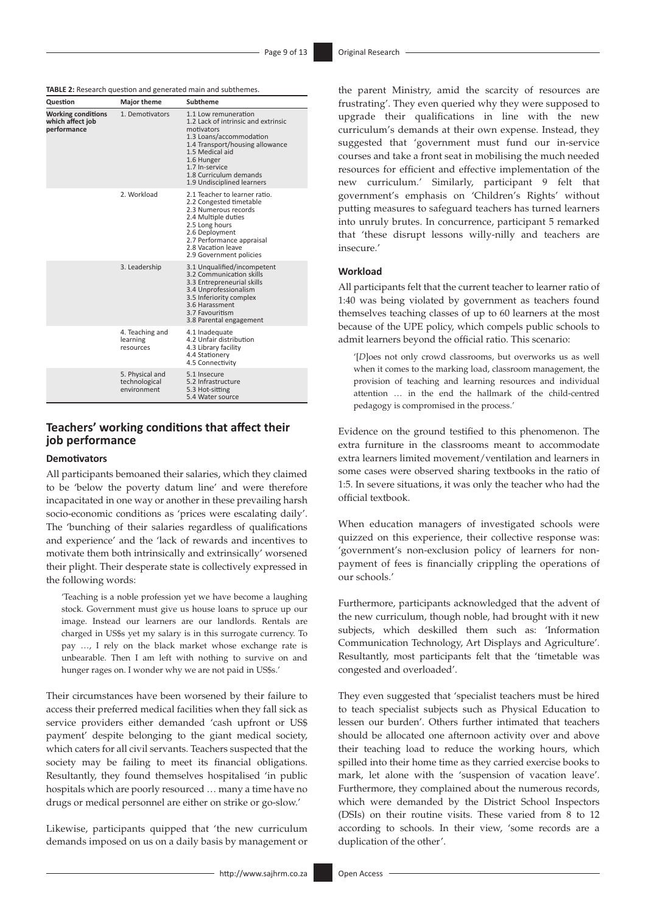**TABLE 2:** Research question and generated main and subthemes.

| Question | Major theme | Subtheme |
|---|---|---|
| **Working conditions which affect job performance** | 1. Demotivators | 1.1 Low remuneration<br>1.2 Lack of intrinsic and extrinsic motivators<br>1.3 Loans/accommodation<br>1.4 Transport/housing allowance<br>1.5 Medical aid<br>1.6 Hunger<br>1.7 In-service<br>1.8 Curriculum demands<br>1.9 Undisciplined learners |
| | 2. Workload | 2.1 Teacher to learner ratio.<br>2.2 Congested timetable<br>2.3 Numerous records<br>2.4 Multiple duties<br>2.5 Long hours<br>2.6 Deployment<br>2.7 Performance appraisal<br>2.8 Vacation leave<br>2.9 Government policies |
| | 3. Leadership | 3.1 Unqualified/incompetent<br>3.2 Communication skills<br>3.3 Entrepreneurial skills<br>3.4 Unprofessionalism<br>3.5 Inferiority complex<br>3.6 Harassment<br>3.7 Favouritism<br>3.8 Parental engagement |
| | 4. Teaching and learning resources | 4.1 Inadequate<br>4.2 Unfair distribution<br>4.3 Library facility<br>4.4 Stationery<br>4.5 Connectivity |
| | 5. Physical and technological environment | 5.1 Insecure<br>5.2 Infrastructure<br>5.3 Hot-sitting<br>5.4 Water source |

## Teachers' working conditions that affect their job performance

### Demotivators

All participants bemoaned their salaries, which they claimed to be 'below the poverty datum line' and were therefore incapacitated in one way or another in these prevailing harsh socio-economic conditions as 'prices were escalating daily'. The 'bunching of their salaries regardless of qualifications and experience' and the 'lack of rewards and incentives to motivate them both intrinsically and extrinsically' worsened their plight. Their desperate state is collectively expressed in the following words:

> 'Teaching is a noble profession yet we have become a laughing stock. Government must give us house loans to spruce up our image. Instead our learners are our landlords. Rentals are charged in US$s yet my salary is in this surrogate currency. To pay …, I rely on the black market whose exchange rate is unbearable. Then I am left with nothing to survive on and hunger rages on. I wonder why we are not paid in US$s.'

Their circumstances have been worsened by their failure to access their preferred medical facilities when they fall sick as service providers either demanded 'cash upfront or US$ payment' despite belonging to the giant medical society, which caters for all civil servants. Teachers suspected that the society may be failing to meet its financial obligations. Resultantly, they found themselves hospitalised 'in public hospitals which are poorly resourced … many a time have no drugs or medical personnel are either on strike or go-slow.'

Likewise, participants quipped that 'the new curriculum demands imposed on us on a daily basis by management or the parent Ministry, amid the scarcity of resources are frustrating'. They even queried why they were supposed to upgrade their qualifications in line with the new curriculum's demands at their own expense. Instead, they suggested that 'government must fund our in-service courses and take a front seat in mobilising the much needed resources for efficient and effective implementation of the new curriculum.' Similarly, participant 9 felt that government's emphasis on 'Children's Rights' without putting measures to safeguard teachers has turned learners into unruly brutes. In concurrence, participant 5 remarked that 'these disrupt lessons willy-nilly and teachers are insecure.'

### Workload

All participants felt that the current teacher to learner ratio of 1:40 was being violated by government as teachers found themselves teaching classes of up to 60 learners at the most because of the UPE policy, which compels public schools to admit learners beyond the official ratio. This scenario:

> '[*D*]oes not only crowd classrooms, but overworks us as well when it comes to the marking load, classroom management, the provision of teaching and learning resources and individual attention … in the end the hallmark of the child-centred pedagogy is compromised in the process.'

Evidence on the ground testified to this phenomenon. The extra furniture in the classrooms meant to accommodate extra learners limited movement/ventilation and learners in some cases were observed sharing textbooks in the ratio of 1:5. In severe situations, it was only the teacher who had the official textbook.

When education managers of investigated schools were quizzed on this experience, their collective response was: 'government's non-exclusion policy of learners for non-payment of fees is financially crippling the operations of our schools.'

Furthermore, participants acknowledged that the advent of the new curriculum, though noble, had brought with it new subjects, which deskilled them such as: 'Information Communication Technology, Art Displays and Agriculture'. Resultantly, most participants felt that the 'timetable was congested and overloaded'.

They even suggested that 'specialist teachers must be hired to teach specialist subjects such as Physical Education to lessen our burden'. Others further intimated that teachers should be allocated one afternoon activity over and above their teaching load to reduce the working hours, which spilled into their home time as they carried exercise books to mark, let alone with the 'suspension of vacation leave'. Furthermore, they complained about the numerous records, which were demanded by the District School Inspectors (DSIs) on their routine visits. These varied from 8 to 12 according to schools. In their view, 'some records are a duplication of the other'.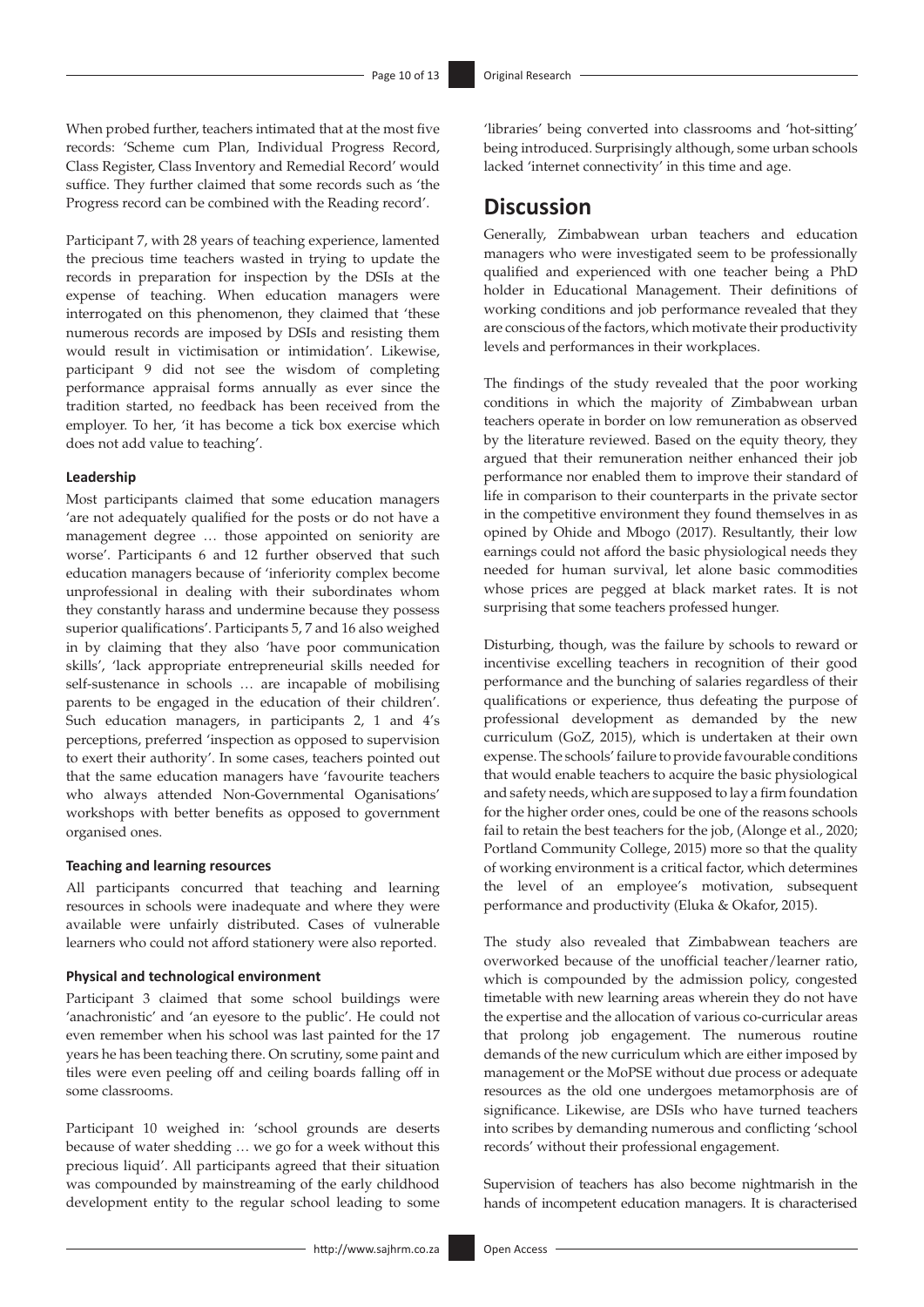When probed further, teachers intimated that at the most five records: 'Scheme cum Plan, Individual Progress Record, Class Register, Class Inventory and Remedial Record' would suffice. They further claimed that some records such as 'the Progress record can be combined with the Reading record'.

Participant 7, with 28 years of teaching experience, lamented the precious time teachers wasted in trying to update the records in preparation for inspection by the DSIs at the expense of teaching. When education managers were interrogated on this phenomenon, they claimed that 'these numerous records are imposed by DSIs and resisting them would result in victimisation or intimidation'. Likewise, participant 9 did not see the wisdom of completing performance appraisal forms annually as ever since the tradition started, no feedback has been received from the employer. To her, 'it has become a tick box exercise which does not add value to teaching'.

#### Leadership

Most participants claimed that some education managers 'are not adequately qualified for the posts or do not have a management degree … those appointed on seniority are worse'. Participants 6 and 12 further observed that such education managers because of 'inferiority complex become unprofessional in dealing with their subordinates whom they constantly harass and undermine because they possess superior qualifications'. Participants 5, 7 and 16 also weighed in by claiming that they also 'have poor communication skills', 'lack appropriate entrepreneurial skills needed for self-sustenance in schools … are incapable of mobilising parents to be engaged in the education of their children'. Such education managers, in participants 2, 1 and 4's perceptions, preferred 'inspection as opposed to supervision to exert their authority'. In some cases, teachers pointed out that the same education managers have 'favourite teachers who always attended Non-Governmental Oganisations' workshops with better benefits as opposed to government organised ones.

#### Teaching and learning resources

All participants concurred that teaching and learning resources in schools were inadequate and where they were available were unfairly distributed. Cases of vulnerable learners who could not afford stationery were also reported.

#### Physical and technological environment

Participant 3 claimed that some school buildings were 'anachronistic' and 'an eyesore to the public'. He could not even remember when his school was last painted for the 17 years he has been teaching there. On scrutiny, some paint and tiles were even peeling off and ceiling boards falling off in some classrooms.

Participant 10 weighed in: 'school grounds are deserts because of water shedding … we go for a week without this precious liquid'. All participants agreed that their situation was compounded by mainstreaming of the early childhood development entity to the regular school leading to some 'libraries' being converted into classrooms and 'hot-sitting' being introduced. Surprisingly although, some urban schools lacked 'internet connectivity' in this time and age.

## Discussion

Generally, Zimbabwean urban teachers and education managers who were investigated seem to be professionally qualified and experienced with one teacher being a PhD holder in Educational Management. Their definitions of working conditions and job performance revealed that they are conscious of the factors, which motivate their productivity levels and performances in their workplaces.

The findings of the study revealed that the poor working conditions in which the majority of Zimbabwean urban teachers operate in border on low remuneration as observed by the literature reviewed. Based on the equity theory, they argued that their remuneration neither enhanced their job performance nor enabled them to improve their standard of life in comparison to their counterparts in the private sector in the competitive environment they found themselves in as opined by Ohide and Mbogo (2017). Resultantly, their low earnings could not afford the basic physiological needs they needed for human survival, let alone basic commodities whose prices are pegged at black market rates. It is not surprising that some teachers professed hunger.

Disturbing, though, was the failure by schools to reward or incentivise excelling teachers in recognition of their good performance and the bunching of salaries regardless of their qualifications or experience, thus defeating the purpose of professional development as demanded by the new curriculum (GoZ, 2015), which is undertaken at their own expense. The schools' failure to provide favourable conditions that would enable teachers to acquire the basic physiological and safety needs, which are supposed to lay a firm foundation for the higher order ones, could be one of the reasons schools fail to retain the best teachers for the job, (Alonge et al., 2020; Portland Community College, 2015) more so that the quality of working environment is a critical factor, which determines the level of an employee's motivation, subsequent performance and productivity (Eluka & Okafor, 2015).

The study also revealed that Zimbabwean teachers are overworked because of the unofficial teacher/learner ratio, which is compounded by the admission policy, congested timetable with new learning areas wherein they do not have the expertise and the allocation of various co-curricular areas that prolong job engagement. The numerous routine demands of the new curriculum which are either imposed by management or the MoPSE without due process or adequate resources as the old one undergoes metamorphosis are of significance. Likewise, are DSIs who have turned teachers into scribes by demanding numerous and conflicting 'school records' without their professional engagement.

Supervision of teachers has also become nightmarish in the hands of incompetent education managers. It is characterised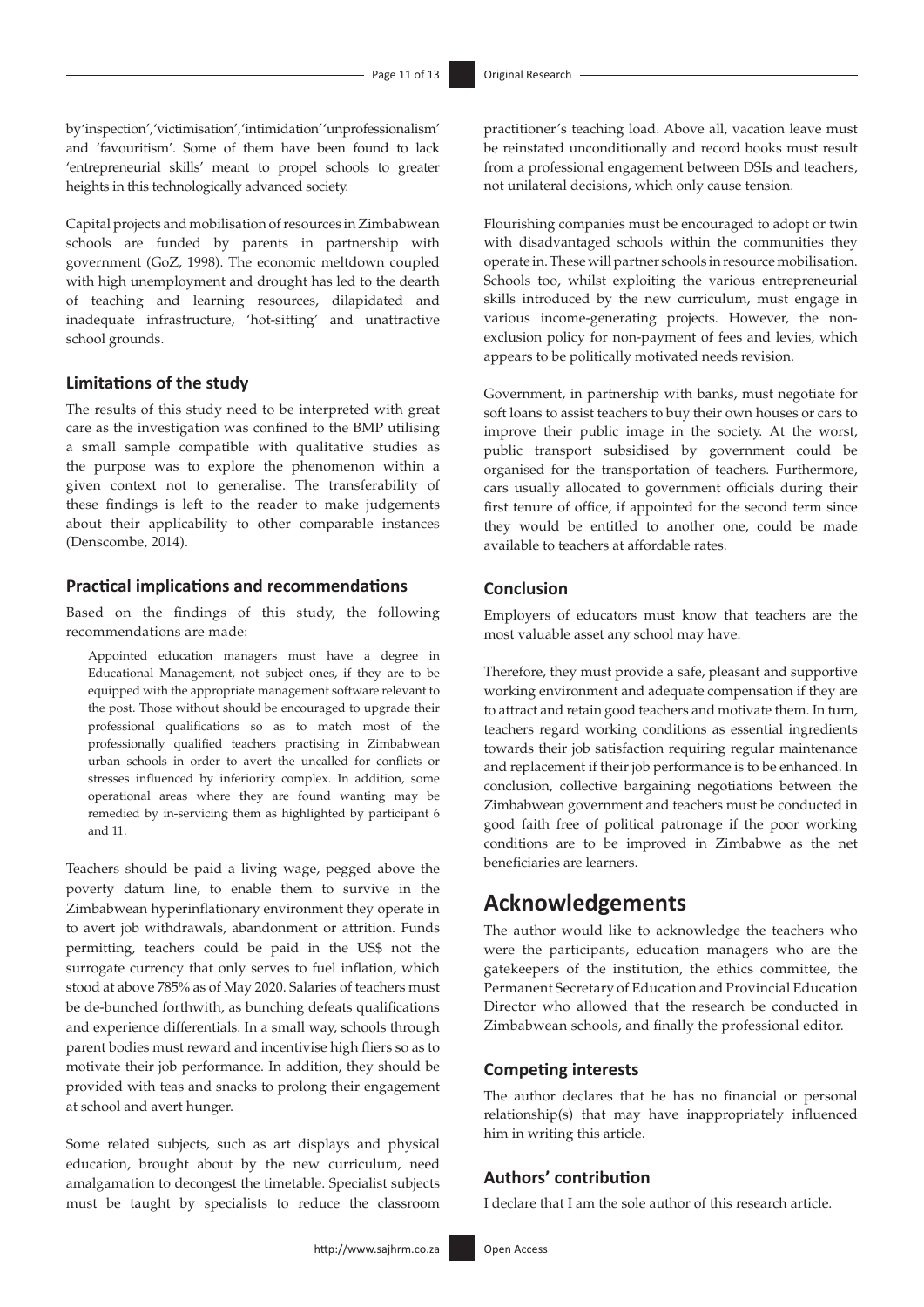by 'inspection', 'victimisation', 'intimidation' 'unprofessionalism' and 'favouritism'. Some of them have been found to lack 'entrepreneurial skills' meant to propel schools to greater heights in this technologically advanced society.

Capital projects and mobilisation of resources in Zimbabwean schools are funded by parents in partnership with government (GoZ, 1998). The economic meltdown coupled with high unemployment and drought has led to the dearth of teaching and learning resources, dilapidated and inadequate infrastructure, 'hot-sitting' and unattractive school grounds.

### Limitations of the study

The results of this study need to be interpreted with great care as the investigation was confined to the BMP utilising a small sample compatible with qualitative studies as the purpose was to explore the phenomenon within a given context not to generalise. The transferability of these findings is left to the reader to make judgements about their applicability to other comparable instances (Denscombe, 2014).

### Practical implications and recommendations

Based on the findings of this study, the following recommendations are made:

> Appointed education managers must have a degree in Educational Management, not subject ones, if they are to be equipped with the appropriate management software relevant to the post. Those without should be encouraged to upgrade their professional qualifications so as to match most of the professionally qualified teachers practising in Zimbabwean urban schools in order to avert the uncalled for conflicts or stresses influenced by inferiority complex. In addition, some operational areas where they are found wanting may be remedied by in-servicing them as highlighted by participant 6 and 11.

Teachers should be paid a living wage, pegged above the poverty datum line, to enable them to survive in the Zimbabwean hyperinflationary environment they operate in to avert job withdrawals, abandonment or attrition. Funds permitting, teachers could be paid in the US$ not the surrogate currency that only serves to fuel inflation, which stood at above 785% as of May 2020. Salaries of teachers must be de-bunched forthwith, as bunching defeats qualifications and experience differentials. In a small way, schools through parent bodies must reward and incentivise high fliers so as to motivate their job performance. In addition, they should be provided with teas and snacks to prolong their engagement at school and avert hunger.

Some related subjects, such as art displays and physical education, brought about by the new curriculum, need amalgamation to decongest the timetable. Specialist subjects must be taught by specialists to reduce the classroom practitioner's teaching load. Above all, vacation leave must be reinstated unconditionally and record books must result from a professional engagement between DSIs and teachers, not unilateral decisions, which only cause tension.

Flourishing companies must be encouraged to adopt or twin with disadvantaged schools within the communities they operate in. These will partner schools in resource mobilisation. Schools too, whilst exploiting the various entrepreneurial skills introduced by the new curriculum, must engage in various income-generating projects. However, the non-exclusion policy for non-payment of fees and levies, which appears to be politically motivated needs revision.

Government, in partnership with banks, must negotiate for soft loans to assist teachers to buy their own houses or cars to improve their public image in the society. At the worst, public transport subsidised by government could be organised for the transportation of teachers. Furthermore, cars usually allocated to government officials during their first tenure of office, if appointed for the second term since they would be entitled to another one, could be made available to teachers at affordable rates.

### Conclusion

Employers of educators must know that teachers are the most valuable asset any school may have.

Therefore, they must provide a safe, pleasant and supportive working environment and adequate compensation if they are to attract and retain good teachers and motivate them. In turn, teachers regard working conditions as essential ingredients towards their job satisfaction requiring regular maintenance and replacement if their job performance is to be enhanced. In conclusion, collective bargaining negotiations between the Zimbabwean government and teachers must be conducted in good faith free of political patronage if the poor working conditions are to be improved in Zimbabwe as the net beneficiaries are learners.

## Acknowledgements

The author would like to acknowledge the teachers who were the participants, education managers who are the gatekeepers of the institution, the ethics committee, the Permanent Secretary of Education and Provincial Education Director who allowed that the research be conducted in Zimbabwean schools, and finally the professional editor.

### Competing interests

The author declares that he has no financial or personal relationship(s) that may have inappropriately influenced him in writing this article.

### Authors' contribution

I declare that I am the sole author of this research article.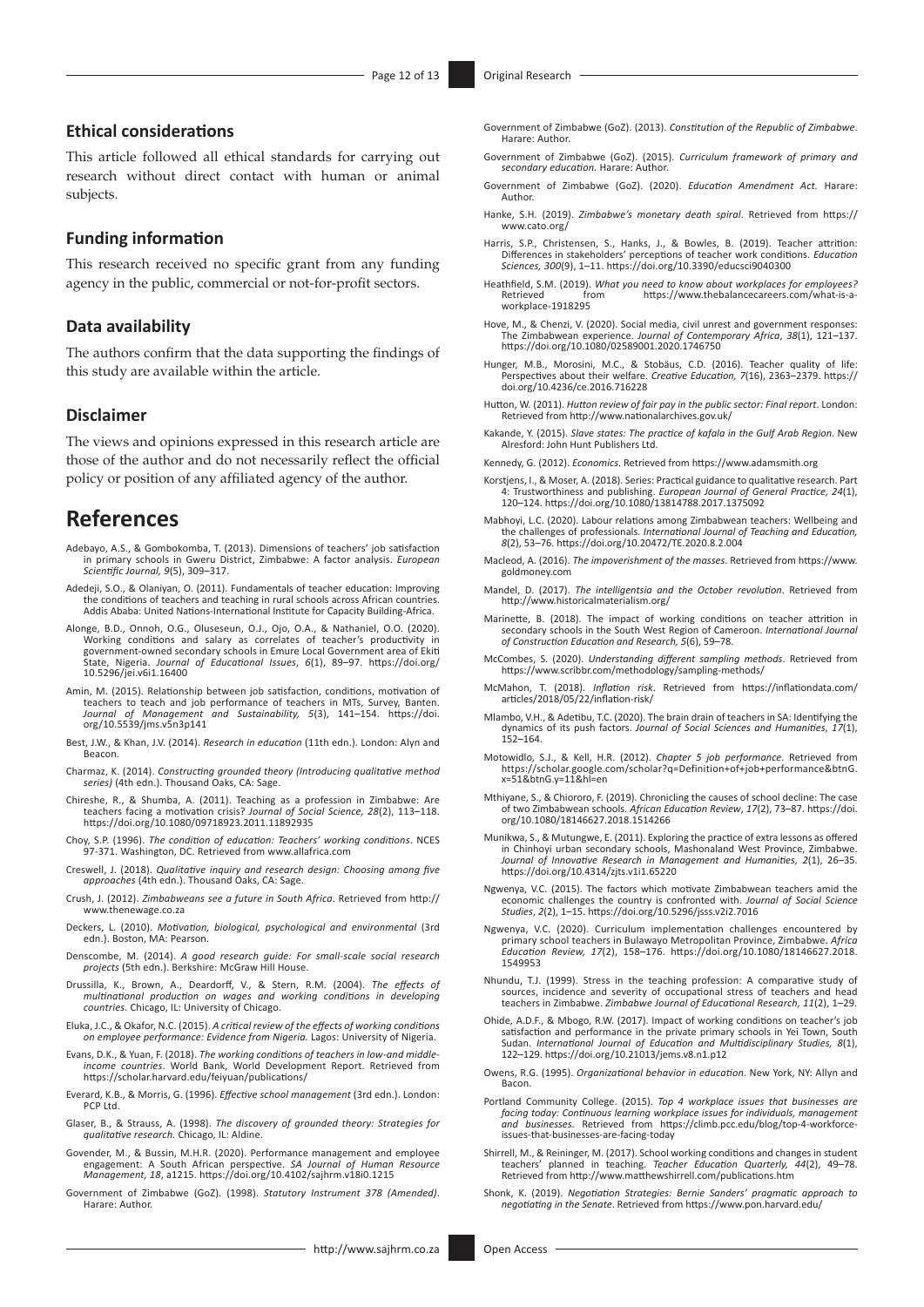## Ethical considerations

This article followed all ethical standards for carrying out research without direct contact with human or animal subjects.

## Funding information

This research received no specific grant from any funding agency in the public, commercial or not-for-profit sectors.

## Data availability

The authors confirm that the data supporting the findings of this study are available within the article.

## Disclaimer

The views and opinions expressed in this research article are those of the author and do not necessarily reflect the official policy or position of any affiliated agency of the author.

# References

Adebayo, A.S., & Gombokomba, T. (2013). Dimensions of teachers' job satisfaction in primary schools in Gweru District, Zimbabwe: A factor analysis. *European Scientific Journal, 9*(5), 309–317.

Adedeji, S.O., & Olaniyan, O. (2011). Fundamentals of teacher education: Improving the conditions of teachers and teaching in rural schools across African countries. Addis Ababa: United Nations-International Institute for Capacity Building-Africa.

Alonge, B.D., Onnoh, O.G., Oluseseun, O.J., Ojo, O.A., & Nathaniel, O.O. (2020). Working conditions and salary as correlates of teacher's productivity in government-owned secondary schools in Emure Local Government area of Ekiti State, Nigeria. *Journal of Educational Issues*, *6*(1), 89–97. https://doi.org/10.5296/jei.v6i1.16400

Amin, M. (2015). Relationship between job satisfaction, conditions, motivation of teachers to teach and job performance of teachers in MTs, Survey, Banten. *Journal of Management and Sustainability, 5*(3), 141–154. https://doi.org/10.5539/jms.v5n3p141

Best, J.W., & Khan, J.V. (2014). *Research in education* (11th edn.). London: Alyn and Beacon.

Charmaz, K. (2014). *Constructing grounded theory (Introducing qualitative method series)* (4th edn.). Thousand Oaks, CA: Sage.

Chireshe, R., & Shumba, A. (2011). Teaching as a profession in Zimbabwe: Are teachers facing a motivation crisis? *Journal of Social Science, 28*(2), 113–118. https://doi.org/10.1080/09718923.2011.11892935

Choy, S.P. (1996). *The condition of education: Teachers' working conditions*. NCES 97-371. Washington, DC. Retrieved from www.allafrica.com

Creswell, J. (2018). *Qualitative inquiry and research design: Choosing among five approaches* (4th edn.). Thousand Oaks, CA: Sage.

Crush, J. (2012). *Zimbabweans see a future in South Africa*. Retrieved from http://www.thenewage.co.za

Deckers, L. (2010). *Motivation, biological, psychological and environmental* (3rd edn.). Boston, MA: Pearson.

Denscombe, M. (2014). *A good research guide: For small-scale social research projects* (5th edn.). Berkshire: McGraw Hill House.

Drussilla, K., Brown, A., Deardorff, V., & Stern, R.M. (2004). *The effects of multinational production on wages and working conditions in developing countries*. Chicago, IL: University of Chicago.

Eluka, J.C., & Okafor, N.C. (2015). *A critical review of the effects of working conditions on employee performance: Evidence from Nigeria.* Lagos: University of Nigeria.

Evans, D.K., & Yuan, F. (2018). *The working conditions of teachers in low-and middle-income countries*. World Bank, World Development Report. Retrieved from https://scholar.harvard.edu/feiyuan/publications/

Everard, K.B., & Morris, G. (1996). *Effective school management* (3rd edn.). London: PCP Ltd.

Glaser, B., & Strauss, A. (1998). *The discovery of grounded theory: Strategies for qualitative research.* Chicago, IL: Aldine.

Govender, M., & Bussin, M.H.R. (2020). Performance management and employee engagement: A South African perspective. *SA Journal of Human Resource Management, 18*, a1215. https://doi.org/10.4102/sajhrm.v18i0.1215

Government of Zimbabwe (GoZ). (1998). *Statutory Instrument 378 (Amended)*. Harare: Author.

Government of Zimbabwe (GoZ). (2013). *Constitution of the Republic of Zimbabwe*. Harare: Author.

Government of Zimbabwe (GoZ). (2015). *Curriculum framework of primary and secondary education.* Harare: Author.

Government of Zimbabwe (GoZ). (2020). *Education Amendment Act.* Harare: Author.

Hanke, S.H. (2019). *Zimbabwe's monetary death spiral*. Retrieved from https://www.cato.org/

Harris, S.P., Christensen, S., Hanks, J., & Bowles, B. (2019). Teacher attrition: Differences in stakeholders' perceptions of teacher work conditions. *Education Sciences, 300*(9), 1–11. https://doi.org/10.3390/educsci9040300

Heathfield, S.M. (2019). *What you need to know about workplaces for employees?* Retrieved from https://www.thebalancecareers.com/what-is-a-workplace-1918295

Hove, M., & Chenzi, V. (2020). Social media, civil unrest and government responses: The Zimbabwean experience. *Journal of Contemporary Africa*, *38*(1), 121–137. https://doi.org/10.1080/02589001.2020.1746750

Hunger, M.B., Morosini, M.C., & Stobäus, C.D. (2016). Teacher quality of life: Perspectives about their welfare. *Creative Education, 7*(16), 2363–2379. https://doi.org/10.4236/ce.2016.716228

Hutton, W. (2011). *Hutton review of fair pay in the public sector: Final report*. London: Retrieved from http://www.nationalarchives.gov.uk/

Kakande, Y. (2015). *Slave states: The practice of kafala in the Gulf Arab Region*. New Alresford: John Hunt Publishers Ltd.

Kennedy, G. (2012). *Economics*. Retrieved from https://www.adamsmith.org

Korstjens, I., & Moser, A. (2018). Series: Practical guidance to qualitative research. Part 4: Trustworthiness and publishing. *European Journal of General Practice, 24*(1), 120–124. https://doi.org/10.1080/13814788.2017.1375092

Mabhoyi, L.C. (2020). Labour relations among Zimbabwean teachers: Wellbeing and the challenges of professionals. *International Journal of Teaching and Education, 8*(2), 53–76. https://doi.org/10.20472/TE.2020.8.2.004

Macleod, A. (2016). *The impoverishment of the masses*. Retrieved from https://www.goldmoney.com

Mandel, D. (2017). *The intelligentsia and the October revolution*. Retrieved from http://www.historicalmaterialism.org/

Marinette, B. (2018). The impact of working conditions on teacher attrition in secondary schools in the South West Region of Cameroon. *International Journal of Construction Education and Research, 5*(6), 59–78.

McCombes, S. (2020). *Understanding different sampling methods*. Retrieved from https://www.scribbr.com/methodology/sampling-methods/

McMahon, T. (2018). *Inflation risk*. Retrieved from https://inflationdata.com/articles/2018/05/22/inflation-risk/

Mlambo, V.H., & Adetibu, T.C. (2020). The brain drain of teachers in SA: Identifying the dynamics of its push factors. *Journal of Social Sciences and Humanities*, *17*(1), 152–164.

Motowidlo, S.J., & Kell, H.R. (2012). *Chapter 5 job performance*. Retrieved from https://scholar.google.com/scholar?q=Definition+of+job+performance&btnG.x=51&btnG.y=11&hl=en

Mthiyane, S., & Chiororo, F. (2019). Chronicling the causes of school decline: The case of two Zimbabwean schools. *African Education Review*, *17*(2), 73–87. https://doi.org/10.1080/18146627.2018.1514266

Munikwa, S., & Mutungwe, E. (2011). Exploring the practice of extra lessons as offered in Chinhoyi urban secondary schools, Mashonaland West Province, Zimbabwe. *Journal of Innovative Research in Management and Humanities, 2*(1), 26–35. https://doi.org/10.4314/zjts.v1i1.65220

Ngwenya, V.C. (2015). The factors which motivate Zimbabwean teachers amid the economic challenges the country is confronted with. *Journal of Social Science Studies*, *2*(2), 1–15. https://doi.org/10.5296/jsss.v2i2.7016

Ngwenya, V.C. (2020). Curriculum implementation challenges encountered by primary school teachers in Bulawayo Metropolitan Province, Zimbabwe. *Africa Education Review, 17*(2), 158–176. https://doi.org/10.1080/18146627.2018.1549953

Nhundu, T.J. (1999). Stress in the teaching profession: A comparative study of sources, incidence and severity of occupational stress of teachers and head teachers in Zimbabwe. *Zimbabwe Journal of Educational Research, 11*(2), 1–29.

Ohide, A.D.F., & Mbogo, R.W. (2017). Impact of working conditions on teacher's job satisfaction and performance in the private primary schools in Yei Town, South Sudan. *International Journal of Education and Multidisciplinary Studies, 8*(1), 122–129. https://doi.org/10.21013/jems.v8.n1.p12

Owens, R.G. (1995). *Organizational behavior in education*. New York, NY: Allyn and Bacon.

Portland Community College. (2015). *Top 4 workplace issues that businesses are facing today: Continuous learning workplace issues for individuals, management and businesses*. Retrieved from https://climb.pcc.edu/blog/top-4-workforce-issues-that-businesses-are-facing-today

Shirrell, M., & Reininger, M. (2017). School working conditions and changes in student teachers' planned in teaching. *Teacher Education Quarterly, 44*(2), 49–78. Retrieved from http://www.matthewshirrell.com/publications.htm

Shonk, K. (2019). *Negotiation Strategies: Bernie Sanders' pragmatic approach to negotiating in the Senate*. Retrieved from https://www.pon.harvard.edu/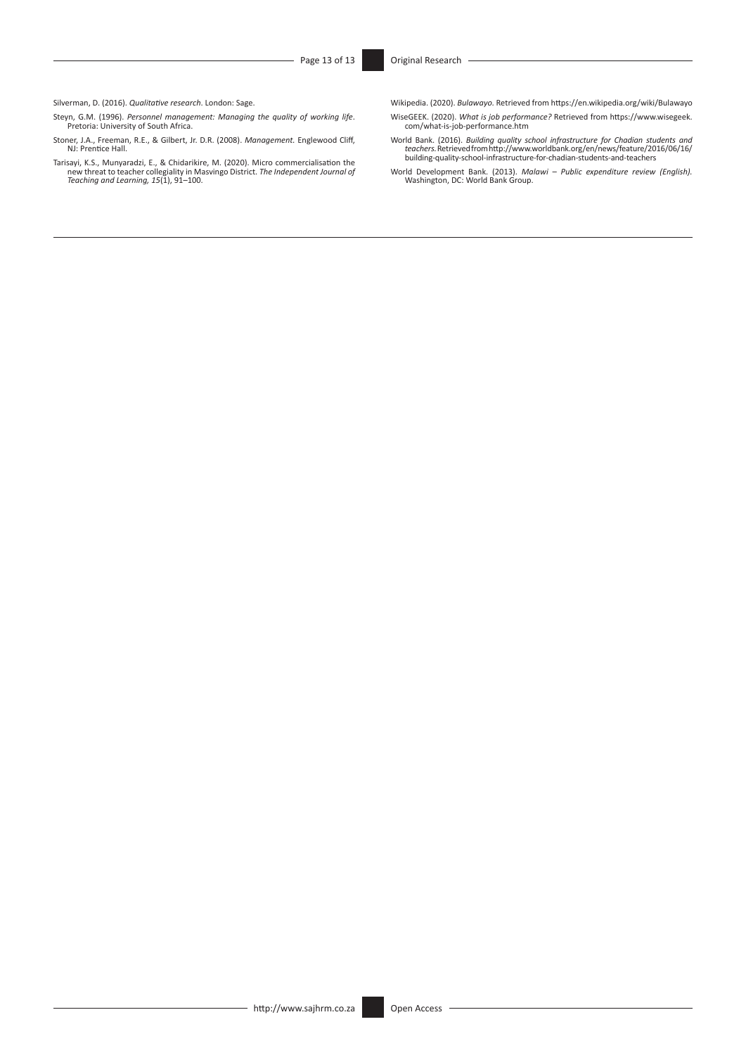Silverman, D. (2016). *Qualitative research*. London: Sage.

Steyn, G.M. (1996). *Personnel management: Managing the quality of working life*. Pretoria: University of South Africa.

Stoner, J.A., Freeman, R.E., & Gilbert, Jr. D.R. (2008). *Management*. Englewood Cliff, NJ: Prentice Hall.

Tarisayi, K.S., Munyaradzi, E., & Chidarikire, M. (2020). Micro commercialisation the new threat to teacher collegiality in Masvingo District. *The Independent Journal of Teaching and Learning, 15*(1), 91–100.

Wikipedia. (2020). *Bulawayo*. Retrieved from https://en.wikipedia.org/wiki/Bulawayo

WiseGEEK. (2020). *What is job performance?* Retrieved from https://www.wisegeek.com/what-is-job-performance.htm

World Bank. (2016). *Building quality school infrastructure for Chadian students and teachers.* Retrieved from http://www.worldbank.org/en/news/feature/2016/06/16/building-quality-school-infrastructure-for-chadian-students-and-teachers

World Development Bank. (2013). *Malawi – Public expenditure review (English)*. Washington, DC: World Bank Group.